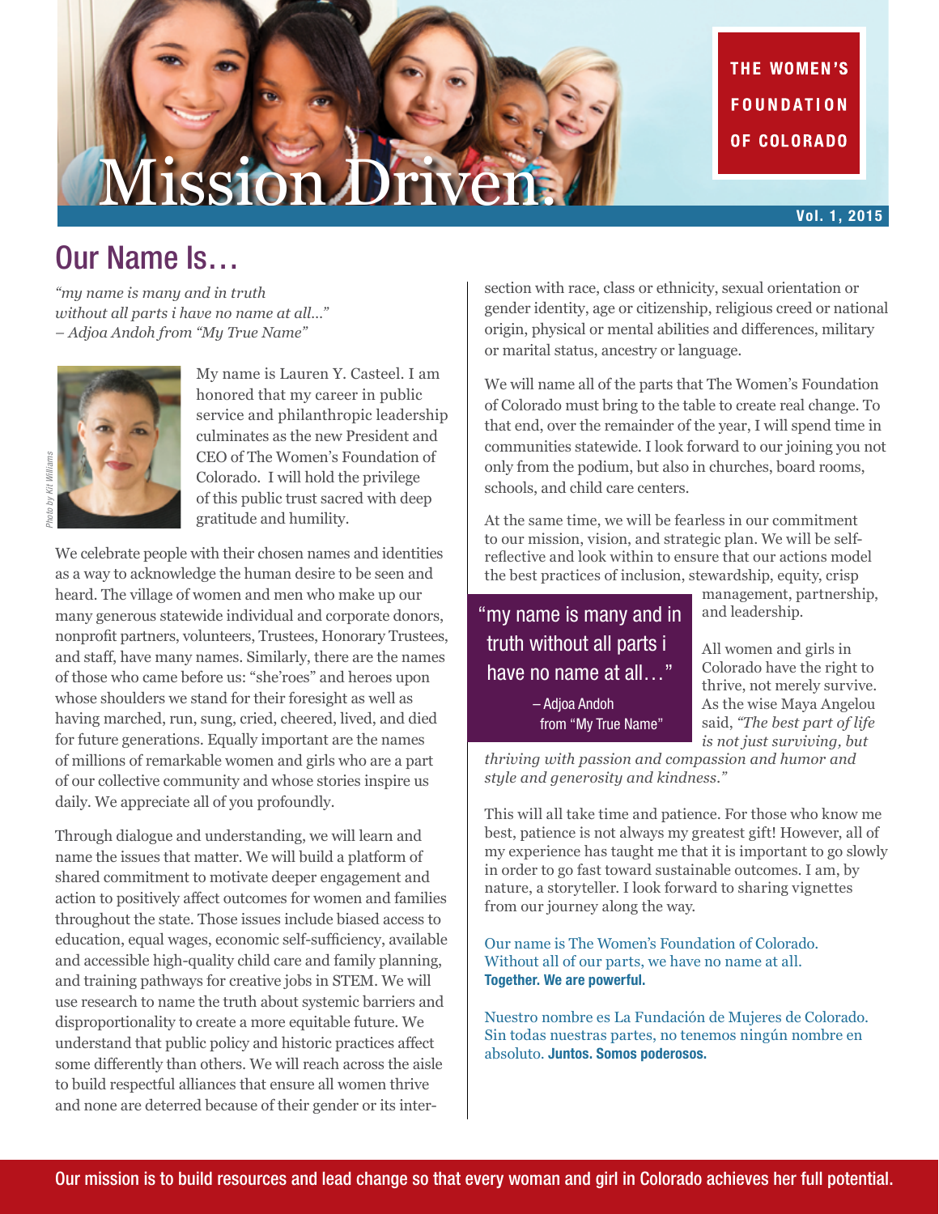# Mission Driven.

THE WOMEN'S FOUNDATION OF COLORADO

Vol. 1, 2015

## Our Name Is…

*"my name is many and in truth*
*without all parts i have no name at all…"*
*– Adjoa Andoh from "My True Name"*

Photo by Kit Williams

My name is Lauren Y. Casteel. I am honored that my career in public service and philanthropic leadership culminates as the new President and CEO of The Women's Foundation of Colorado. I will hold the privilege of this public trust sacred with deep gratitude and humility.

We celebrate people with their chosen names and identities as a way to acknowledge the human desire to be seen and heard. The village of women and men who make up our many generous statewide individual and corporate donors, nonprofit partners, volunteers, Trustees, Honorary Trustees, and staff, have many names. Similarly, there are the names of those who came before us: "she'roes" and heroes upon whose shoulders we stand for their foresight as well as having marched, run, sung, cried, cheered, lived, and died for future generations. Equally important are the names of millions of remarkable women and girls who are a part of our collective community and whose stories inspire us daily. We appreciate all of you profoundly.

Through dialogue and understanding, we will learn and name the issues that matter. We will build a platform of shared commitment to motivate deeper engagement and action to positively affect outcomes for women and families throughout the state. Those issues include biased access to education, equal wages, economic self-sufficiency, available and accessible high-quality child care and family planning, and training pathways for creative jobs in STEM. We will use research to name the truth about systemic barriers and disproportionality to create a more equitable future. We understand that public policy and historic practices affect some differently than others. We will reach across the aisle to build respectful alliances that ensure all women thrive and none are deterred because of their gender or its intersection with race, class or ethnicity, sexual orientation or gender identity, age or citizenship, religious creed or national origin, physical or mental abilities and differences, military or marital status, ancestry or language.

We will name all of the parts that The Women's Foundation of Colorado must bring to the table to create real change. To that end, over the remainder of the year, I will spend time in communities statewide. I look forward to our joining you not only from the podium, but also in churches, board rooms, schools, and child care centers.

At the same time, we will be fearless in our commitment to our mission, vision, and strategic plan. We will be self-reflective and look within to ensure that our actions model the best practices of inclusion, stewardship, equity, crisp management, partnership, and leadership.

> "my name is many and in truth without all parts i have no name at all…"
>
> – Adjoa Andoh from "My True Name"

All women and girls in Colorado have the right to thrive, not merely survive. As the wise Maya Angelou said, *"The best part of life is not just surviving, but thriving with passion and compassion and humor and style and generosity and kindness."*

This will all take time and patience. For those who know me best, patience is not always my greatest gift! However, all of my experience has taught me that it is important to go slowly in order to go fast toward sustainable outcomes. I am, by nature, a storyteller. I look forward to sharing vignettes from our journey along the way.

Our name is The Women's Foundation of Colorado.
Without all of our parts, we have no name at all.
**Together. We are powerful.**

Nuestro nombre es La Fundación de Mujeres de Colorado.
Sin todas nuestras partes, no tenemos ningún nombre en absoluto. **Juntos. Somos poderosos.**

Our mission is to build resources and lead change so that every woman and girl in Colorado achieves her full potential.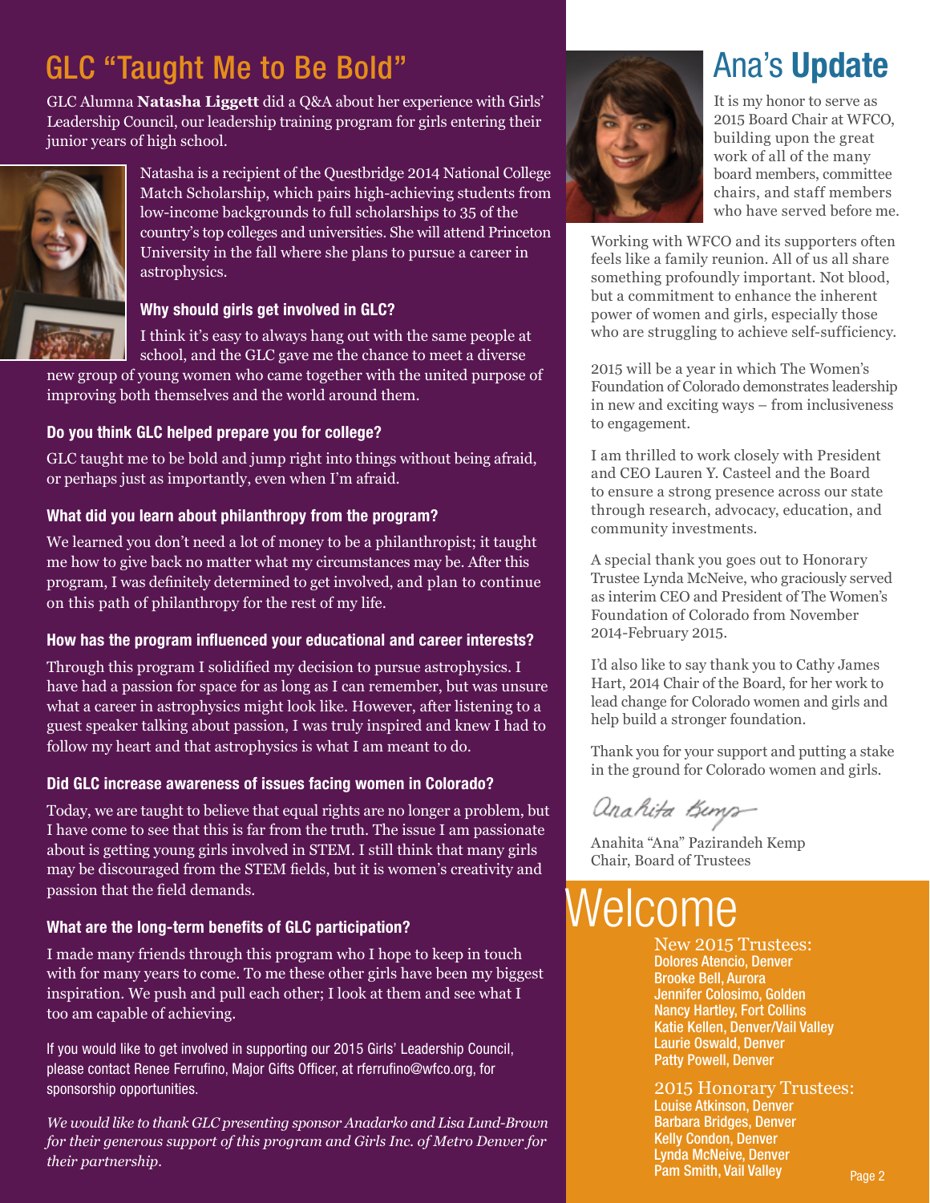# GLC "Taught Me to Be Bold"

GLC Alumna **Natasha Liggett** did a Q&A about her experience with Girls' Leadership Council, our leadership training program for girls entering their junior years of high school.

Natasha is a recipient of the Questbridge 2014 National College Match Scholarship, which pairs high-achieving students from low-income backgrounds to full scholarships to 35 of the country's top colleges and universities. She will attend Princeton University in the fall where she plans to pursue a career in astrophysics.

### Why should girls get involved in GLC?

I think it's easy to always hang out with the same people at school, and the GLC gave me the chance to meet a diverse new group of young women who came together with the united purpose of improving both themselves and the world around them.

### Do you think GLC helped prepare you for college?

GLC taught me to be bold and jump right into things without being afraid, or perhaps just as importantly, even when I'm afraid.

### What did you learn about philanthropy from the program?

We learned you don't need a lot of money to be a philanthropist; it taught me how to give back no matter what my circumstances may be. After this program, I was definitely determined to get involved, and plan to continue on this path of philanthropy for the rest of my life.

### How has the program influenced your educational and career interests?

Through this program I solidified my decision to pursue astrophysics. I have had a passion for space for as long as I can remember, but was unsure what a career in astrophysics might look like. However, after listening to a guest speaker talking about passion, I was truly inspired and knew I had to follow my heart and that astrophysics is what I am meant to do.

### Did GLC increase awareness of issues facing women in Colorado?

Today, we are taught to believe that equal rights are no longer a problem, but I have come to see that this is far from the truth. The issue I am passionate about is getting young girls involved in STEM. I still think that many girls may be discouraged from the STEM fields, but it is women's creativity and passion that the field demands.

### What are the long-term benefits of GLC participation?

I made many friends through this program who I hope to keep in touch with for many years to come. To me these other girls have been my biggest inspiration. We push and pull each other; I look at them and see what I too am capable of achieving.

If you would like to get involved in supporting our 2015 Girls' Leadership Council, please contact Renee Ferrufino, Major Gifts Officer, at rferrufino@wfco.org, for sponsorship opportunities.

*We would like to thank GLC presenting sponsor Anadarko and Lisa Lund-Brown for their generous support of this program and Girls Inc. of Metro Denver for their partnership.*

# Ana's **Update**

It is my honor to serve as 2015 Board Chair at WFCO, building upon the great work of all of the many board members, committee chairs, and staff members who have served before me.

Working with WFCO and its supporters often feels like a family reunion. All of us all share something profoundly important. Not blood, but a commitment to enhance the inherent power of women and girls, especially those who are struggling to achieve self-sufficiency.

2015 will be a year in which The Women's Foundation of Colorado demonstrates leadership in new and exciting ways – from inclusiveness to engagement.

I am thrilled to work closely with President and CEO Lauren Y. Casteel and the Board to ensure a strong presence across our state through research, advocacy, education, and community investments.

A special thank you goes out to Honorary Trustee Lynda McNeive, who graciously served as interim CEO and President of The Women's Foundation of Colorado from November 2014-February 2015.

I'd also like to say thank you to Cathy James Hart, 2014 Chair of the Board, for her work to lead change for Colorado women and girls and help build a stronger foundation.

Thank you for your support and putting a stake in the ground for Colorado women and girls.

Anahita Kemp

Anahita "Ana" Pazirandeh Kemp
Chair, Board of Trustees

# Welcome

## New 2015 Trustees:

- Dolores Atencio, Denver
- Brooke Bell, Aurora
- Jennifer Colosimo, Golden
- Nancy Hartley, Fort Collins
- Katie Kellen, Denver/Vail Valley
- Laurie Oswald, Denver
- Patty Powell, Denver

## 2015 Honorary Trustees:

- Louise Atkinson, Denver
- Barbara Bridges, Denver
- Kelly Condon, Denver
- Lynda McNeive, Denver
- Pam Smith, Vail Valley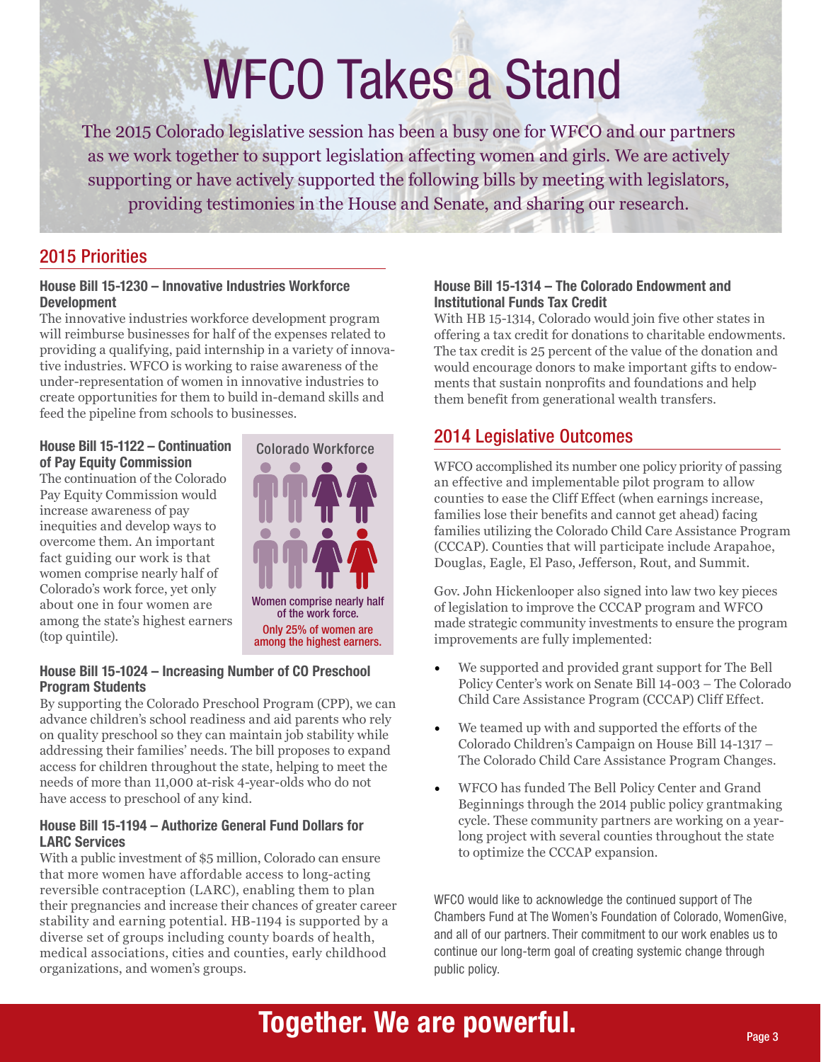# WFCO Takes a Stand

The 2015 Colorado legislative session has been a busy one for WFCO and our partners as we work together to support legislation affecting women and girls. We are actively supporting or have actively supported the following bills by meeting with legislators, providing testimonies in the House and Senate, and sharing our research.

## 2015 Priorities

### House Bill 15-1230 – Innovative Industries Workforce Development

The innovative industries workforce development program will reimburse businesses for half of the expenses related to providing a qualifying, paid internship in a variety of innovative industries. WFCO is working to raise awareness of the under-representation of women in innovative industries to create opportunities for them to build in-demand skills and feed the pipeline from schools to businesses.

### House Bill 15-1122 – Continuation of Pay Equity Commission

The continuation of the Colorado Pay Equity Commission would increase awareness of pay inequities and develop ways to overcome them. An important fact guiding our work is that women comprise nearly half of Colorado's work force, yet only about one in four women are among the state's highest earners (top quintile).

Colorado Workforce

Women comprise nearly half of the work force.

Only 25% of women are among the highest earners.

### House Bill 15-1024 – Increasing Number of CO Preschool Program Students

By supporting the Colorado Preschool Program (CPP), we can advance children's school readiness and aid parents who rely on quality preschool so they can maintain job stability while addressing their families' needs. The bill proposes to expand access for children throughout the state, helping to meet the needs of more than 11,000 at-risk 4-year-olds who do not have access to preschool of any kind.

### House Bill 15-1194 – Authorize General Fund Dollars for LARC Services

With a public investment of $5 million, Colorado can ensure that more women have affordable access to long-acting reversible contraception (LARC), enabling them to plan their pregnancies and increase their chances of greater career stability and earning potential. HB-1194 is supported by a diverse set of groups including county boards of health, medical associations, cities and counties, early childhood organizations, and women's groups.

### House Bill 15-1314 – The Colorado Endowment and Institutional Funds Tax Credit

With HB 15-1314, Colorado would join five other states in offering a tax credit for donations to charitable endowments. The tax credit is 25 percent of the value of the donation and would encourage donors to make important gifts to endowments that sustain nonprofits and foundations and help them benefit from generational wealth transfers.

## 2014 Legislative Outcomes

WFCO accomplished its number one policy priority of passing an effective and implementable pilot program to allow counties to ease the Cliff Effect (when earnings increase, families lose their benefits and cannot get ahead) facing families utilizing the Colorado Child Care Assistance Program (CCCAP). Counties that will participate include Arapahoe, Douglas, Eagle, El Paso, Jefferson, Rout, and Summit.

Gov. John Hickenlooper also signed into law two key pieces of legislation to improve the CCCAP program and WFCO made strategic community investments to ensure the program improvements are fully implemented:

- We supported and provided grant support for The Bell Policy Center's work on Senate Bill 14-003 – The Colorado Child Care Assistance Program (CCCAP) Cliff Effect.
- We teamed up with and supported the efforts of the Colorado Children's Campaign on House Bill 14-1317 – The Colorado Child Care Assistance Program Changes.
- WFCO has funded The Bell Policy Center and Grand Beginnings through the 2014 public policy grantmaking cycle. These community partners are working on a year-long project with several counties throughout the state to optimize the CCCAP expansion.

WFCO would like to acknowledge the continued support of The Chambers Fund at The Women's Foundation of Colorado, WomenGive, and all of our partners. Their commitment to our work enables us to continue our long-term goal of creating systemic change through public policy.

**Together. We are powerful.**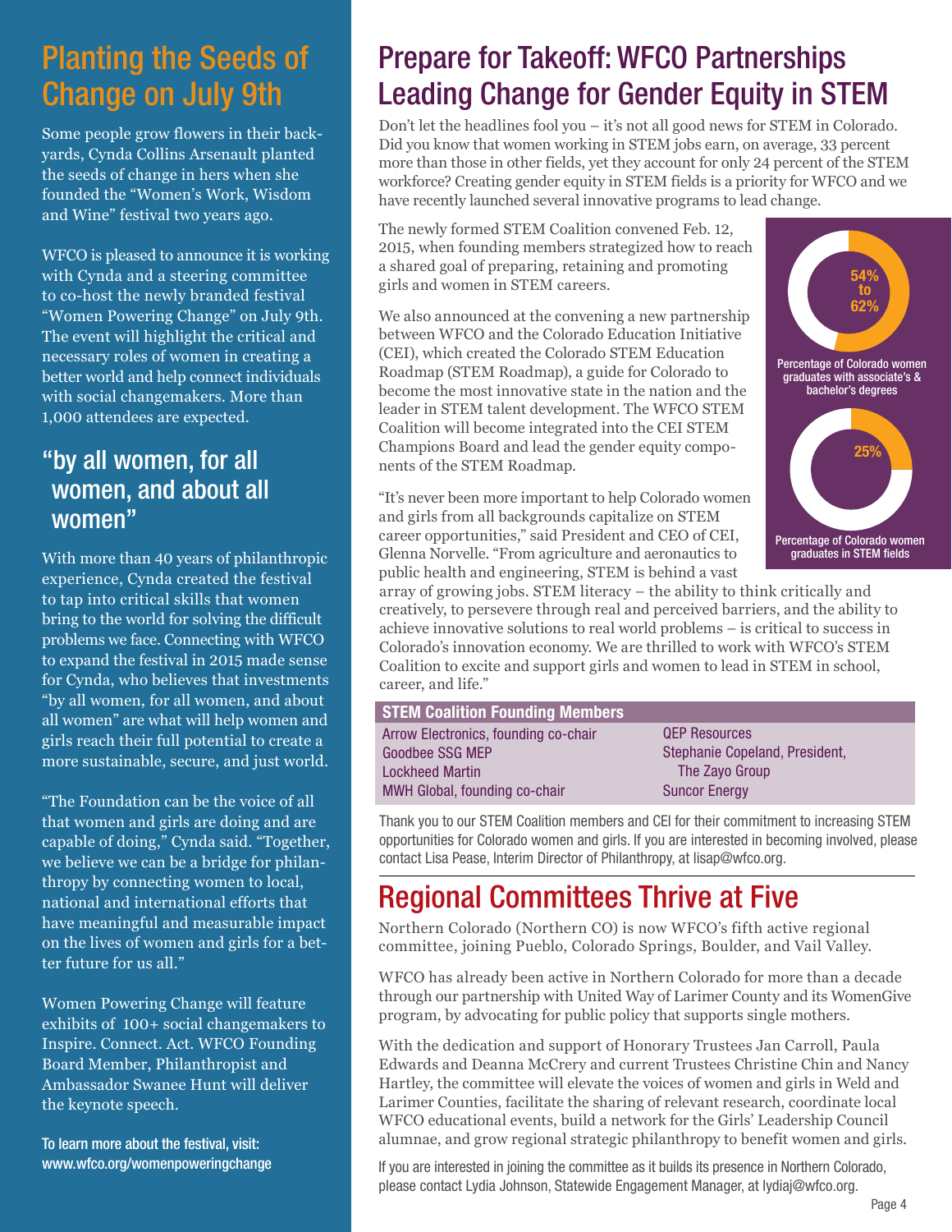# Planting the Seeds of Change on July 9th

Some people grow flowers in their backyards, Cynda Collins Arsenault planted the seeds of change in hers when she founded the "Women's Work, Wisdom and Wine" festival two years ago.

WFCO is pleased to announce it is working with Cynda and a steering committee to co-host the newly branded festival "Women Powering Change" on July 9th. The event will highlight the critical and necessary roles of women in creating a better world and help connect individuals with social changemakers. More than 1,000 attendees are expected.

## "by all women, for all women, and about all women"

With more than 40 years of philanthropic experience, Cynda created the festival to tap into critical skills that women bring to the world for solving the difficult problems we face. Connecting with WFCO to expand the festival in 2015 made sense for Cynda, who believes that investments "by all women, for all women, and about all women" are what will help women and girls reach their full potential to create a more sustainable, secure, and just world.

"The Foundation can be the voice of all that women and girls are doing and are capable of doing," Cynda said. "Together, we believe we can be a bridge for philanthropy by connecting women to local, national and international efforts that have meaningful and measurable impact on the lives of women and girls for a better future for us all."

Women Powering Change will feature exhibits of 100+ social changemakers to Inspire. Connect. Act. WFCO Founding Board Member, Philanthropist and Ambassador Swanee Hunt will deliver the keynote speech.

To learn more about the festival, visit: www.wfco.org/womenpoweringchange

# Prepare for Takeoff: WFCO Partnerships Leading Change for Gender Equity in STEM

Don't let the headlines fool you – it's not all good news for STEM in Colorado. Did you know that women working in STEM jobs earn, on average, 33 percent more than those in other fields, yet they account for only 24 percent of the STEM workforce? Creating gender equity in STEM fields is a priority for WFCO and we have recently launched several innovative programs to lead change.

The newly formed STEM Coalition convened Feb. 12, 2015, when founding members strategized how to reach a shared goal of preparing, retaining and promoting girls and women in STEM careers.

We also announced at the convening a new partnership between WFCO and the Colorado Education Initiative (CEI), which created the Colorado STEM Education Roadmap (STEM Roadmap), a guide for Colorado to become the most innovative state in the nation and the leader in STEM talent development. The WFCO STEM Coalition will become integrated into the CEI STEM Champions Board and lead the gender equity components of the STEM Roadmap.

"It's never been more important to help Colorado women and girls from all backgrounds capitalize on STEM career opportunities," said President and CEO of CEI, Glenna Norvelle. "From agriculture and aeronautics to public health and engineering, STEM is behind a vast array of growing jobs. STEM literacy – the ability to think critically and creatively, to persevere through real and perceived barriers, and the ability to achieve innovative solutions to real world problems – is critical to success in Colorado's innovation economy. We are thrilled to work with WFCO's STEM Coalition to excite and support girls and women to lead in STEM in school, career, and life."

54% to 62%

Percentage of Colorado women graduates with associate's & bachelor's degrees

25%

Percentage of Colorado women graduates in STEM fields

| STEM Coalition Founding Members | |
|---|---|
| Arrow Electronics, founding co-chair | QEP Resources |
| Goodbee SSG MEP | Stephanie Copeland, President, The Zayo Group |
| Lockheed Martin | Suncor Energy |
| MWH Global, founding co-chair | |

Thank you to our STEM Coalition members and CEI for their commitment to increasing STEM opportunities for Colorado women and girls. If you are interested in becoming involved, please contact Lisa Pease, Interim Director of Philanthropy, at lisap@wfco.org.

# Regional Committees Thrive at Five

Northern Colorado (Northern CO) is now WFCO's fifth active regional committee, joining Pueblo, Colorado Springs, Boulder, and Vail Valley.

WFCO has already been active in Northern Colorado for more than a decade through our partnership with United Way of Larimer County and its WomenGive program, by advocating for public policy that supports single mothers.

With the dedication and support of Honorary Trustees Jan Carroll, Paula Edwards and Deanna McCrery and current Trustees Christine Chin and Nancy Hartley, the committee will elevate the voices of women and girls in Weld and Larimer Counties, facilitate the sharing of relevant research, coordinate local WFCO educational events, build a network for the Girls' Leadership Council alumnae, and grow regional strategic philanthropy to benefit women and girls.

If you are interested in joining the committee as it builds its presence in Northern Colorado, please contact Lydia Johnson, Statewide Engagement Manager, at lydiaj@wfco.org.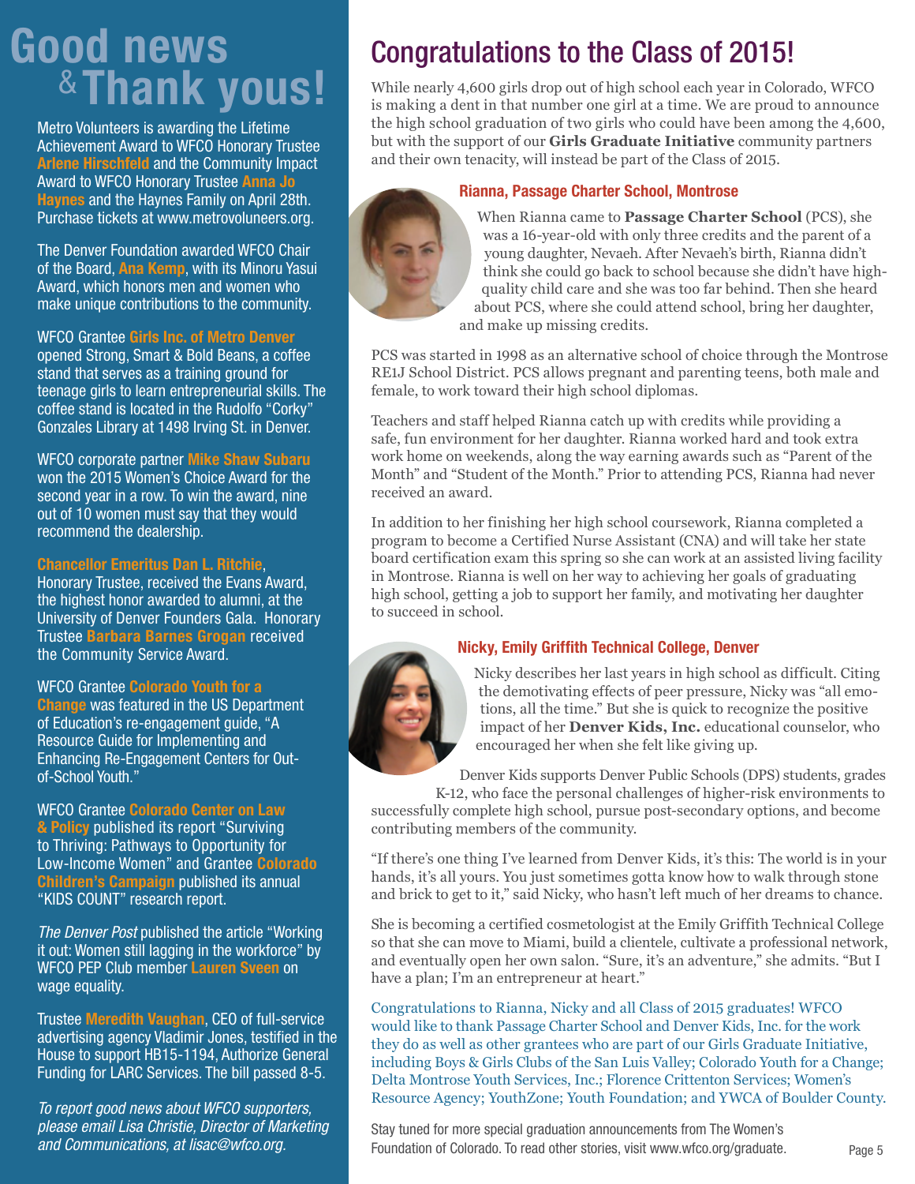# Good news & Thank yous!

Metro Volunteers is awarding the Lifetime Achievement Award to WFCO Honorary Trustee **Arlene Hirschfeld** and the Community Impact Award to WFCO Honorary Trustee **Anna Jo Haynes** and the Haynes Family on April 28th. Purchase tickets at www.metrovolunteers.org.

The Denver Foundation awarded WFCO Chair of the Board, **Ana Kemp**, with its Minoru Yasui Award, which honors men and women who make unique contributions to the community.

WFCO Grantee **Girls Inc. of Metro Denver** opened Strong, Smart & Bold Beans, a coffee stand that serves as a training ground for teenage girls to learn entrepreneurial skills. The coffee stand is located in the Rudolfo "Corky" Gonzales Library at 1498 Irving St. in Denver.

WFCO corporate partner **Mike Shaw Subaru** won the 2015 Women's Choice Award for the second year in a row. To win the award, nine out of 10 women must say that they would recommend the dealership.

**Chancellor Emeritus Dan L. Ritchie**, Honorary Trustee, received the Evans Award, the highest honor awarded to alumni, at the University of Denver Founders Gala. Honorary Trustee **Barbara Barnes Grogan** received the Community Service Award.

WFCO Grantee **Colorado Youth for a Change** was featured in the US Department of Education's re-engagement guide, "A Resource Guide for Implementing and Enhancing Re-Engagement Centers for Out-of-School Youth."

WFCO Grantee **Colorado Center on Law & Policy** published its report "Surviving to Thriving: Pathways to Opportunity for Low-Income Women" and Grantee **Colorado Children's Campaign** published its annual "KIDS COUNT" research report.

*The Denver Post* published the article "Working it out: Women still lagging in the workforce" by WFCO PEP Club member **Lauren Sveen** on wage equality.

Trustee **Meredith Vaughan**, CEO of full-service advertising agency Vladimir Jones, testified in the House to support HB15-1194, Authorize General Funding for LARC Services. The bill passed 8-5.

*To report good news about WFCO supporters, please email Lisa Christie, Director of Marketing and Communications, at lisac@wfco.org.*

# Congratulations to the Class of 2015!

While nearly 4,600 girls drop out of high school each year in Colorado, WFCO is making a dent in that number one girl at a time. We are proud to announce the high school graduation of two girls who could have been among the 4,600, but with the support of our **Girls Graduate Initiative** community partners and their own tenacity, will instead be part of the Class of 2015.

### Rianna, Passage Charter School, Montrose

When Rianna came to **Passage Charter School** (PCS), she was a 16-year-old with only three credits and the parent of a young daughter, Nevaeh. After Nevaeh's birth, Rianna didn't think she could go back to school because she didn't have high-quality child care and she was too far behind. Then she heard about PCS, where she could attend school, bring her daughter, and make up missing credits.

PCS was started in 1998 as an alternative school of choice through the Montrose RE1J School District. PCS allows pregnant and parenting teens, both male and female, to work toward their high school diplomas.

Teachers and staff helped Rianna catch up with credits while providing a safe, fun environment for her daughter. Rianna worked hard and took extra work home on weekends, along the way earning awards such as "Parent of the Month" and "Student of the Month." Prior to attending PCS, Rianna had never received an award.

In addition to her finishing her high school coursework, Rianna completed a program to become a Certified Nurse Assistant (CNA) and will take her state board certification exam this spring so she can work at an assisted living facility in Montrose. Rianna is well on her way to achieving her goals of graduating high school, getting a job to support her family, and motivating her daughter to succeed in school.

### Nicky, Emily Griffith Technical College, Denver

Nicky describes her last years in high school as difficult. Citing the demotivating effects of peer pressure, Nicky was "all emotions, all the time." But she is quick to recognize the positive impact of her **Denver Kids, Inc.** educational counselor, who encouraged her when she felt like giving up.

Denver Kids supports Denver Public Schools (DPS) students, grades K-12, who face the personal challenges of higher-risk environments to successfully complete high school, pursue post-secondary options, and become contributing members of the community.

"If there's one thing I've learned from Denver Kids, it's this: The world is in your hands, it's all yours. You just sometimes gotta know how to walk through stone and brick to get to it," said Nicky, who hasn't left much of her dreams to chance.

She is becoming a certified cosmetologist at the Emily Griffith Technical College so that she can move to Miami, build a clientele, cultivate a professional network, and eventually open her own salon. "Sure, it's an adventure," she admits. "But I have a plan; I'm an entrepreneur at heart."

Congratulations to Rianna, Nicky and all Class of 2015 graduates! WFCO would like to thank Passage Charter School and Denver Kids, Inc. for the work they do as well as other grantees who are part of our Girls Graduate Initiative, including Boys & Girls Clubs of the San Luis Valley; Colorado Youth for a Change; Delta Montrose Youth Services, Inc.; Florence Crittenton Services; Women's Resource Agency; YouthZone; Youth Foundation; and YWCA of Boulder County.

Stay tuned for more special graduation announcements from The Women's Foundation of Colorado. To read other stories, visit www.wfco.org/graduate.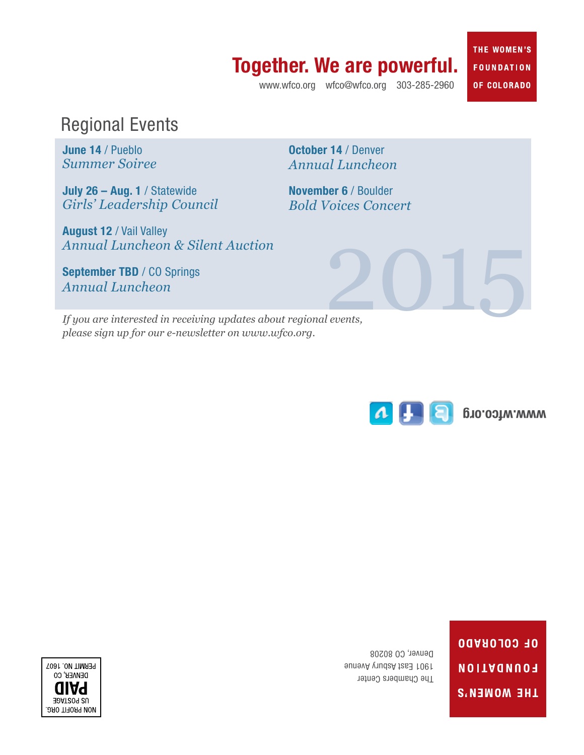**Together. We are powerful.**

www.wfco.org  wfco@wfco.org  303-285-2960

THE WOMEN'S FOUNDATION OF COLORADO

## Regional Events

**June 14** / Pueblo
*Summer Soiree*

**July 26 – Aug. 1** / Statewide
*Girls' Leadership Council*

**August 12** / Vail Valley
*Annual Luncheon & Silent Auction*

**September TBD** / CO Springs
*Annual Luncheon*

**October 14** / Denver
*Annual Luncheon*

**November 6** / Boulder
*Bold Voices Concert*

2015

*If you are interested in receiving updates about regional events, please sign up for our e-newsletter on www.wfco.org.*

www.wfco.org

THE WOMEN'S FOUNDATION OF COLORADO

The Chambers Center
1901 East Asbury Avenue
Denver, CO 80208

NON PROFIT ORG.
US POSTAGE
**PAID**
DENVER, CO
PERMIT NO. 1607